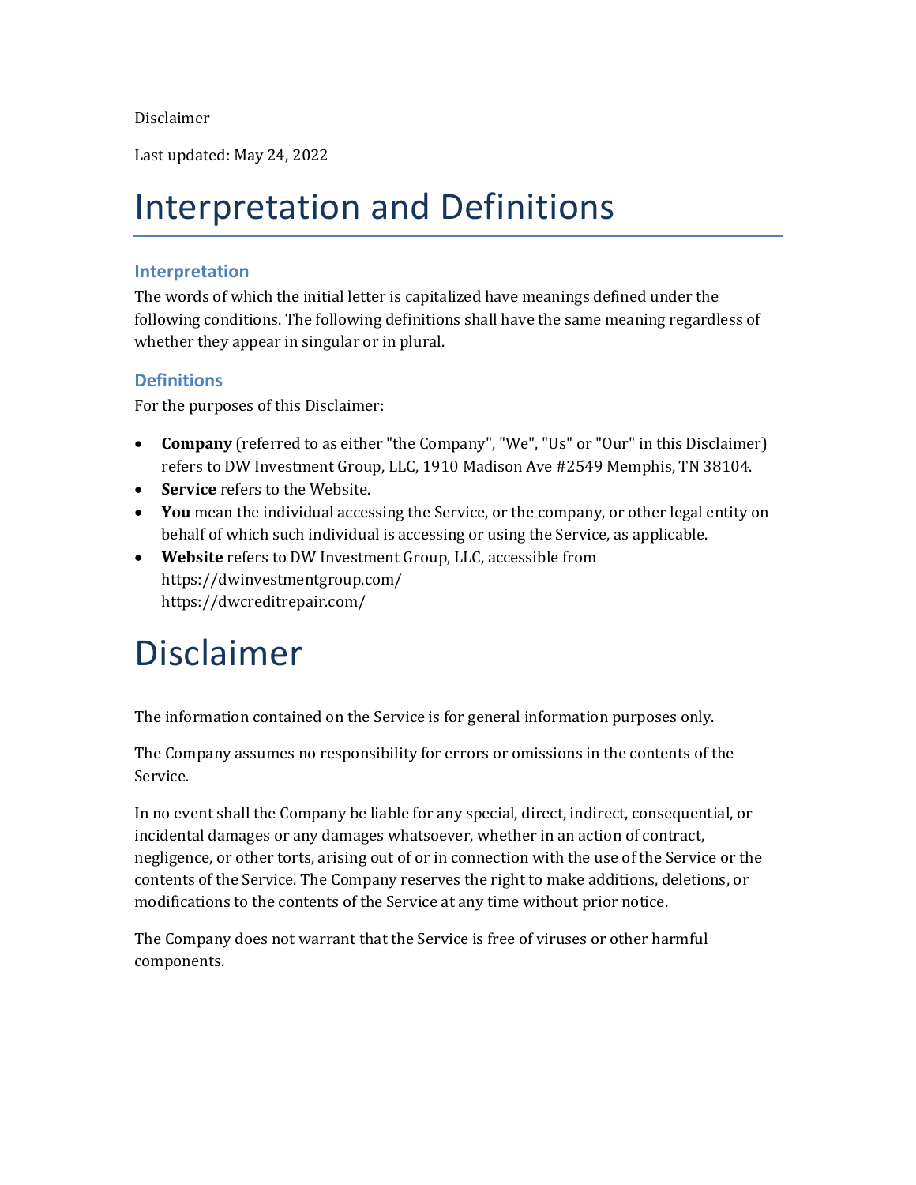Disclaimer

Last updated: May 24, 2022

# Interpretation and Definitions

## Interpretation

The words of which the initial letter is capitalized have meanings defined under the following conditions. The following definitions shall have the same meaning regardless of whether they appear in singular or in plural.

## Definitions

For the purposes of this Disclaimer:

- **Company** (referred to as either "the Company", "We", "Us" or "Our" in this Disclaimer) refers to DW Investment Group, LLC, 1910 Madison Ave #2549 Memphis, TN 38104.
- **Service** refers to the Website.
- **You** mean the individual accessing the Service, or the company, or other legal entity on behalf of which such individual is accessing or using the Service, as applicable.
- **Website** refers to DW Investment Group, LLC, accessible from https://dwinvestmentgroup.com/
https://dwcreditrepair.com/

# Disclaimer

The information contained on the Service is for general information purposes only.

The Company assumes no responsibility for errors or omissions in the contents of the Service.

In no event shall the Company be liable for any special, direct, indirect, consequential, or incidental damages or any damages whatsoever, whether in an action of contract, negligence, or other torts, arising out of or in connection with the use of the Service or the contents of the Service. The Company reserves the right to make additions, deletions, or modifications to the contents of the Service at any time without prior notice.

The Company does not warrant that the Service is free of viruses or other harmful components.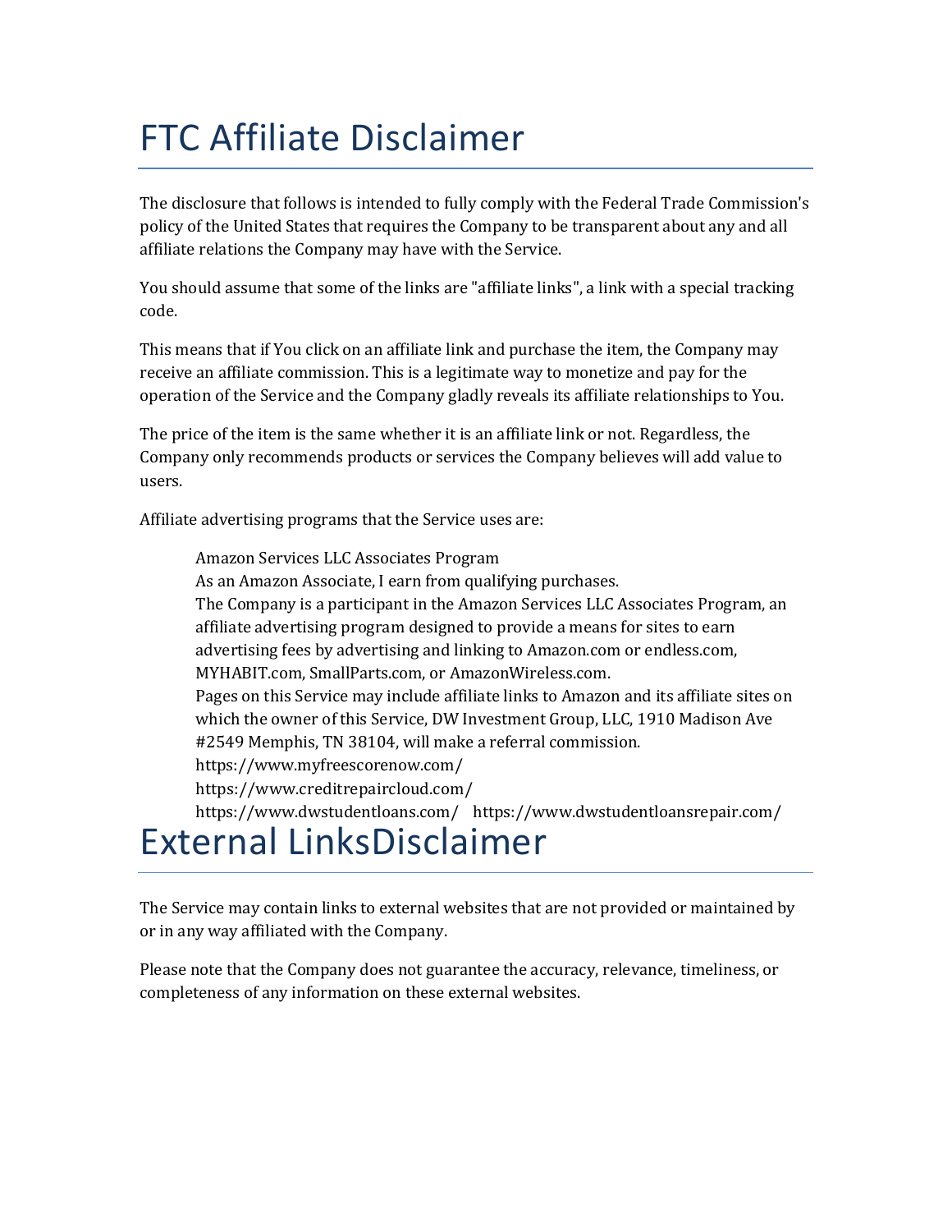# FTC Affiliate Disclaimer

The disclosure that follows is intended to fully comply with the Federal Trade Commission's policy of the United States that requires the Company to be transparent about any and all affiliate relations the Company may have with the Service.

You should assume that some of the links are "affiliate links", a link with a special tracking code.

This means that if You click on an affiliate link and purchase the item, the Company may receive an affiliate commission. This is a legitimate way to monetize and pay for the operation of the Service and the Company gladly reveals its affiliate relationships to You.

The price of the item is the same whether it is an affiliate link or not. Regardless, the Company only recommends products or services the Company believes will add value to users.

Affiliate advertising programs that the Service uses are:

> Amazon Services LLC Associates Program
> As an Amazon Associate, I earn from qualifying purchases.
> The Company is a participant in the Amazon Services LLC Associates Program, an affiliate advertising program designed to provide a means for sites to earn advertising fees by advertising and linking to Amazon.com or endless.com, MYHABIT.com, SmallParts.com, or AmazonWireless.com.
> Pages on this Service may include affiliate links to Amazon and its affiliate sites on which the owner of this Service, DW Investment Group, LLC, 1910 Madison Ave #2549 Memphis, TN 38104, will make a referral commission.
> https://www.myfreescorenow.com/
> https://www.creditrepaircloud.com/
> https://www.dwstudentloans.com/ https://www.dwstudentloansrepair.com/

# External LinksDisclaimer

The Service may contain links to external websites that are not provided or maintained by or in any way affiliated with the Company.

Please note that the Company does not guarantee the accuracy, relevance, timeliness, or completeness of any information on these external websites.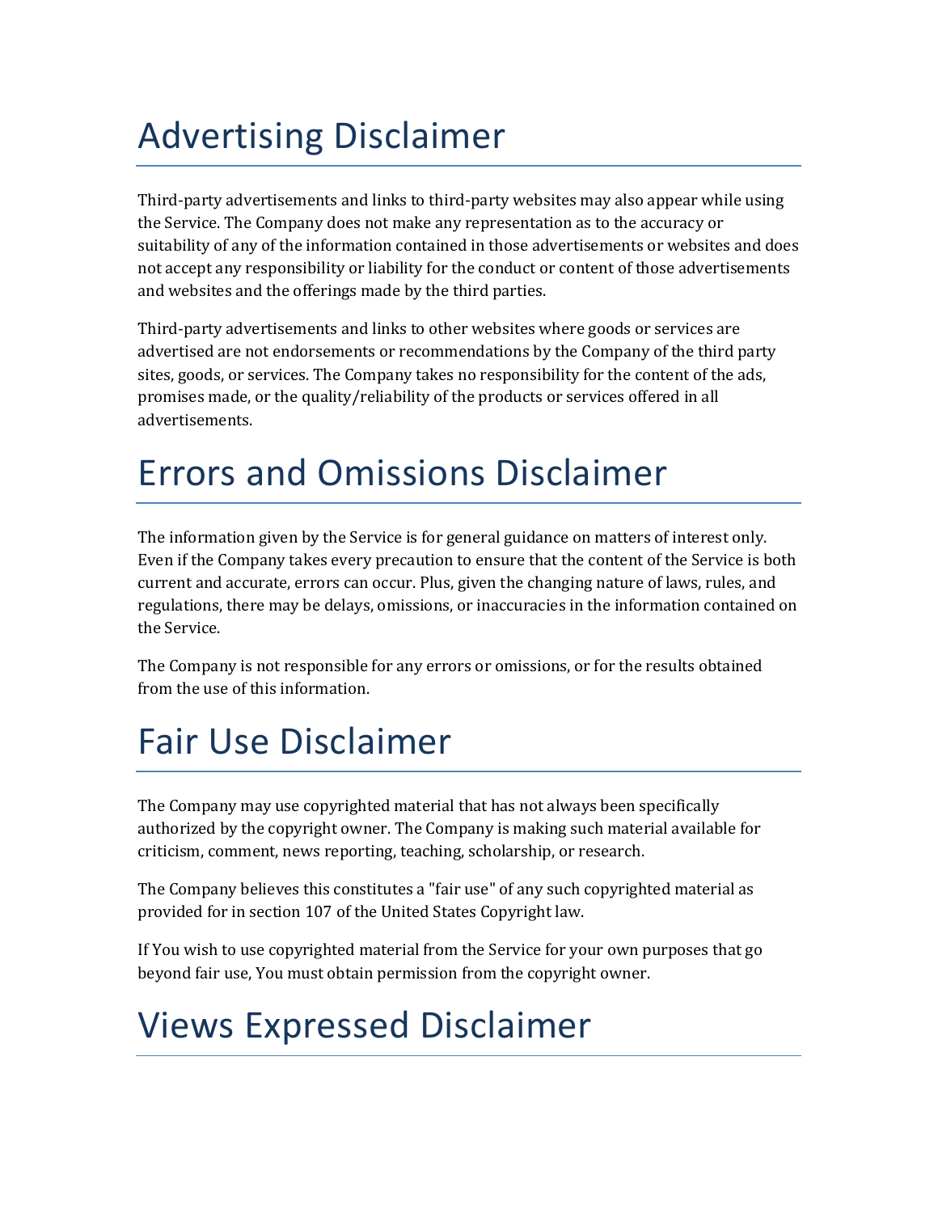# Advertising Disclaimer

Third-party advertisements and links to third-party websites may also appear while using the Service. The Company does not make any representation as to the accuracy or suitability of any of the information contained in those advertisements or websites and does not accept any responsibility or liability for the conduct or content of those advertisements and websites and the offerings made by the third parties.

Third-party advertisements and links to other websites where goods or services are advertised are not endorsements or recommendations by the Company of the third party sites, goods, or services. The Company takes no responsibility for the content of the ads, promises made, or the quality/reliability of the products or services offered in all advertisements.

# Errors and Omissions Disclaimer

The information given by the Service is for general guidance on matters of interest only. Even if the Company takes every precaution to ensure that the content of the Service is both current and accurate, errors can occur. Plus, given the changing nature of laws, rules, and regulations, there may be delays, omissions, or inaccuracies in the information contained on the Service.

The Company is not responsible for any errors or omissions, or for the results obtained from the use of this information.

# Fair Use Disclaimer

The Company may use copyrighted material that has not always been specifically authorized by the copyright owner. The Company is making such material available for criticism, comment, news reporting, teaching, scholarship, or research.

The Company believes this constitutes a "fair use" of any such copyrighted material as provided for in section 107 of the United States Copyright law.

If You wish to use copyrighted material from the Service for your own purposes that go beyond fair use, You must obtain permission from the copyright owner.

# Views Expressed Disclaimer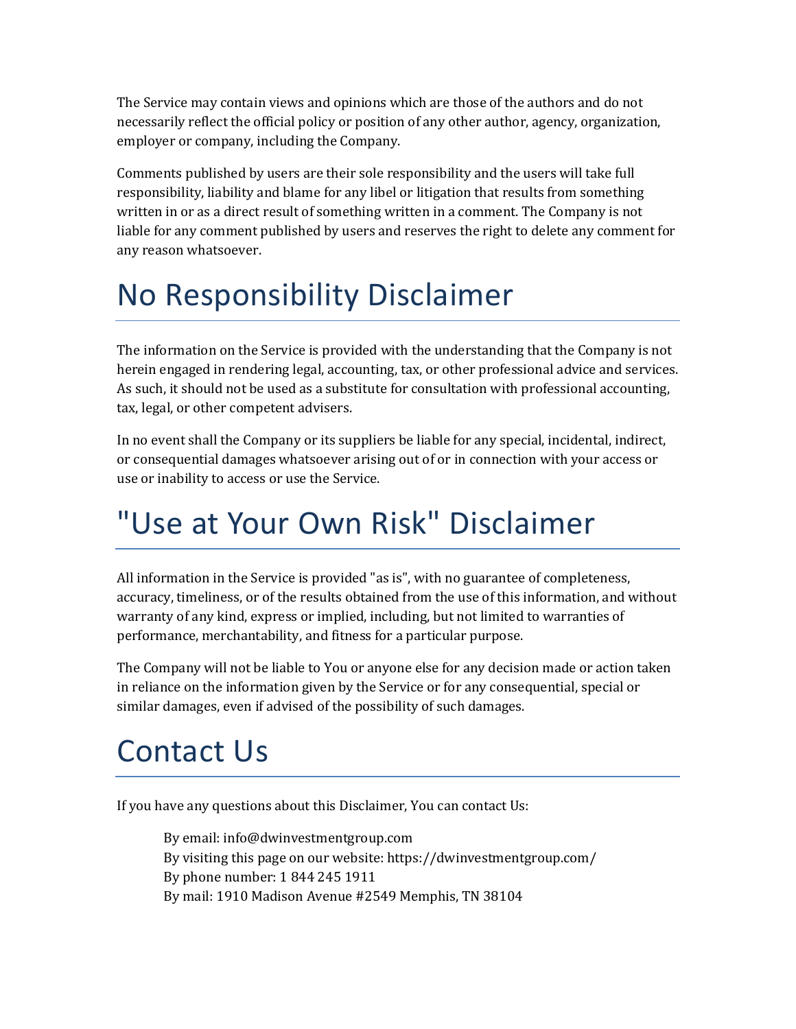The Service may contain views and opinions which are those of the authors and do not necessarily reflect the official policy or position of any other author, agency, organization, employer or company, including the Company.

Comments published by users are their sole responsibility and the users will take full responsibility, liability and blame for any libel or litigation that results from something written in or as a direct result of something written in a comment. The Company is not liable for any comment published by users and reserves the right to delete any comment for any reason whatsoever.

# No Responsibility Disclaimer

The information on the Service is provided with the understanding that the Company is not herein engaged in rendering legal, accounting, tax, or other professional advice and services. As such, it should not be used as a substitute for consultation with professional accounting, tax, legal, or other competent advisers.

In no event shall the Company or its suppliers be liable for any special, incidental, indirect, or consequential damages whatsoever arising out of or in connection with your access or use or inability to access or use the Service.

# "Use at Your Own Risk" Disclaimer

All information in the Service is provided "as is", with no guarantee of completeness, accuracy, timeliness, or of the results obtained from the use of this information, and without warranty of any kind, express or implied, including, but not limited to warranties of performance, merchantability, and fitness for a particular purpose.

The Company will not be liable to You or anyone else for any decision made or action taken in reliance on the information given by the Service or for any consequential, special or similar damages, even if advised of the possibility of such damages.

# Contact Us

If you have any questions about this Disclaimer, You can contact Us:

By email: info@dwinvestmentgroup.com
By visiting this page on our website: https://dwinvestmentgroup.com/
By phone number: 1 844 245 1911
By mail: 1910 Madison Avenue #2549 Memphis, TN 38104